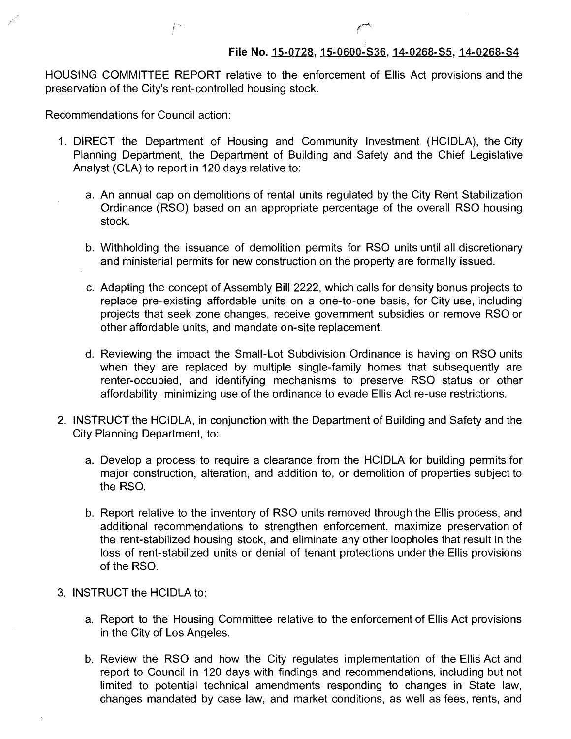**File No. 15-0728, 15-0600-S36, 14-0268-S5, 14-0268-S4**

HOUSING COMMITTEE REPORT relative to the enforcement of Ellis Act provisions and the preservation of the City's rent-controlled housing stock.

Recommendations for Council action:

1. DIRECT the Department of Housing and Community Investment (HCIDLA), the City Planning Department, the Department of Building and Safety and the Chief Legislative Analyst (CLA) to report in 120 days relative to:

   a. An annual cap on demolitions of rental units regulated by the City Rent Stabilization Ordinance (RSO) based on an appropriate percentage of the overall RSO housing stock.

   b. Withholding the issuance of demolition permits for RSO units until all discretionary and ministerial permits for new construction on the property are formally issued.

   c. Adapting the concept of Assembly Bill 2222, which calls for density bonus projects to replace pre-existing affordable units on a one-to-one basis, for City use, including projects that seek zone changes, receive government subsidies or remove RSO or other affordable units, and mandate on-site replacement.

   d. Reviewing the impact the Small-Lot Subdivision Ordinance is having on RSO units when they are replaced by multiple single-family homes that subsequently are renter-occupied, and identifying mechanisms to preserve RSO status or other affordability, minimizing use of the ordinance to evade Ellis Act re-use restrictions.

2. INSTRUCT the HCIDLA, in conjunction with the Department of Building and Safety and the City Planning Department, to:

   a. Develop a process to require a clearance from the HCIDLA for building permits for major construction, alteration, and addition to, or demolition of properties subject to the RSO.

   b. Report relative to the inventory of RSO units removed through the Ellis process, and additional recommendations to strengthen enforcement, maximize preservation of the rent-stabilized housing stock, and eliminate any other loopholes that result in the loss of rent-stabilized units or denial of tenant protections under the Ellis provisions of the RSO.

3. INSTRUCT the HCIDLA to:

   a. Report to the Housing Committee relative to the enforcement of Ellis Act provisions in the City of Los Angeles.

   b. Review the RSO and how the City regulates implementation of the Ellis Act and report to Council in 120 days with findings and recommendations, including but not limited to potential technical amendments responding to changes in State law, changes mandated by case law, and market conditions, as well as fees, rents, and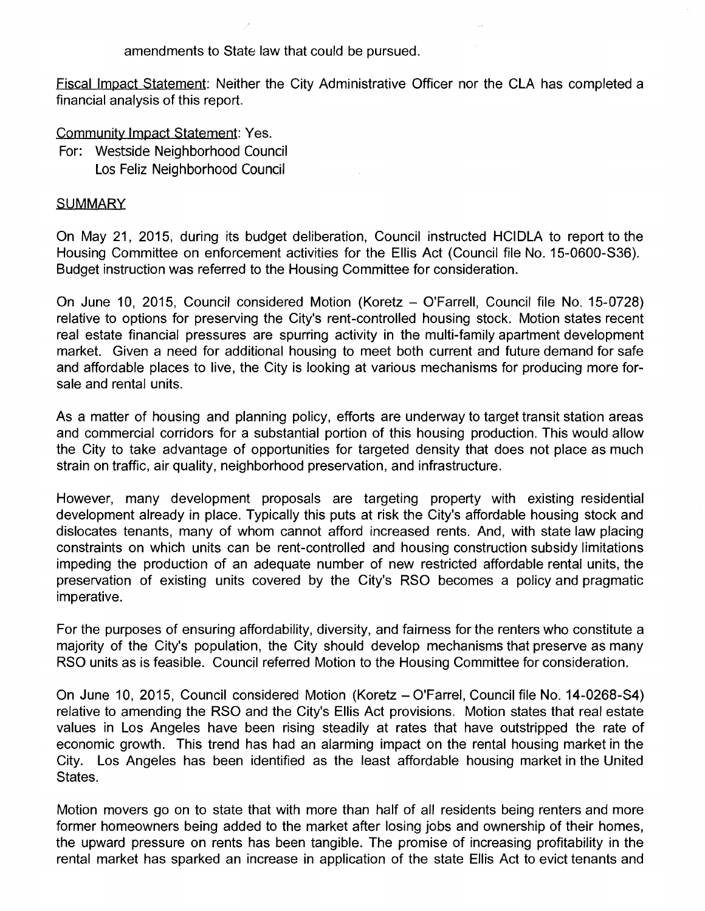amendments to State law that could be pursued.

Fiscal Impact Statement: Neither the City Administrative Officer nor the CLA has completed a financial analysis of this report.

Community Impact Statement: Yes.
For: Westside Neighborhood Council
Los Feliz Neighborhood Council

SUMMARY

On May 21, 2015, during its budget deliberation, Council instructed HCIDLA to report to the Housing Committee on enforcement activities for the Ellis Act (Council file No. 15-0600-S36). Budget instruction was referred to the Housing Committee for consideration.

On June 10, 2015, Council considered Motion (Koretz – O'Farrell, Council file No. 15-0728) relative to options for preserving the City's rent-controlled housing stock. Motion states recent real estate financial pressures are spurring activity in the multi-family apartment development market. Given a need for additional housing to meet both current and future demand for safe and affordable places to live, the City is looking at various mechanisms for producing more for-sale and rental units.

As a matter of housing and planning policy, efforts are underway to target transit station areas and commercial corridors for a substantial portion of this housing production. This would allow the City to take advantage of opportunities for targeted density that does not place as much strain on traffic, air quality, neighborhood preservation, and infrastructure.

However, many development proposals are targeting property with existing residential development already in place. Typically this puts at risk the City's affordable housing stock and dislocates tenants, many of whom cannot afford increased rents. And, with state law placing constraints on which units can be rent-controlled and housing construction subsidy limitations impeding the production of an adequate number of new restricted affordable rental units, the preservation of existing units covered by the City's RSO becomes a policy and pragmatic imperative.

For the purposes of ensuring affordability, diversity, and fairness for the renters who constitute a majority of the City's population, the City should develop mechanisms that preserve as many RSO units as is feasible. Council referred Motion to the Housing Committee for consideration.

On June 10, 2015, Council considered Motion (Koretz – O'Farrel, Council file No. 14-0268-S4) relative to amending the RSO and the City's Ellis Act provisions. Motion states that real estate values in Los Angeles have been rising steadily at rates that have outstripped the rate of economic growth. This trend has had an alarming impact on the rental housing market in the City. Los Angeles has been identified as the least affordable housing market in the United States.

Motion movers go on to state that with more than half of all residents being renters and more former homeowners being added to the market after losing jobs and ownership of their homes, the upward pressure on rents has been tangible. The promise of increasing profitability in the rental market has sparked an increase in application of the state Ellis Act to evict tenants and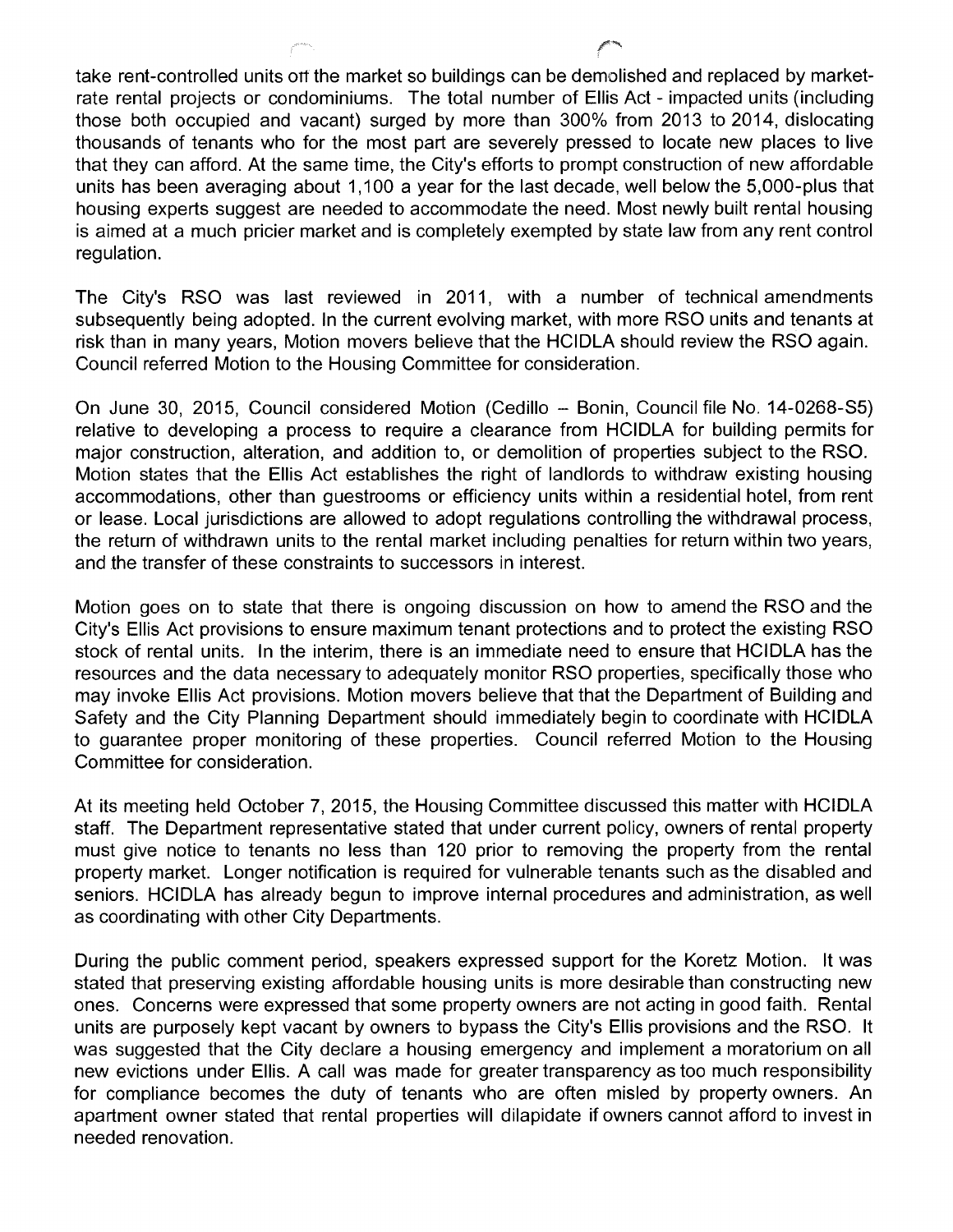take rent-controlled units off the market so buildings can be demolished and replaced by market-rate rental projects or condominiums. The total number of Ellis Act - impacted units (including those both occupied and vacant) surged by more than 300% from 2013 to 2014, dislocating thousands of tenants who for the most part are severely pressed to locate new places to live that they can afford. At the same time, the City's efforts to prompt construction of new affordable units has been averaging about 1,100 a year for the last decade, well below the 5,000-plus that housing experts suggest are needed to accommodate the need. Most newly built rental housing is aimed at a much pricier market and is completely exempted by state law from any rent control regulation.

The City's RSO was last reviewed in 2011, with a number of technical amendments subsequently being adopted. In the current evolving market, with more RSO units and tenants at risk than in many years, Motion movers believe that the HCIDLA should review the RSO again. Council referred Motion to the Housing Committee for consideration.

On June 30, 2015, Council considered Motion (Cedillo – Bonin, Council file No. 14-0268-S5) relative to developing a process to require a clearance from HCIDLA for building permits for major construction, alteration, and addition to, or demolition of properties subject to the RSO. Motion states that the Ellis Act establishes the right of landlords to withdraw existing housing accommodations, other than guestrooms or efficiency units within a residential hotel, from rent or lease. Local jurisdictions are allowed to adopt regulations controlling the withdrawal process, the return of withdrawn units to the rental market including penalties for return within two years, and the transfer of these constraints to successors in interest.

Motion goes on to state that there is ongoing discussion on how to amend the RSO and the City's Ellis Act provisions to ensure maximum tenant protections and to protect the existing RSO stock of rental units. In the interim, there is an immediate need to ensure that HCIDLA has the resources and the data necessary to adequately monitor RSO properties, specifically those who may invoke Ellis Act provisions. Motion movers believe that that the Department of Building and Safety and the City Planning Department should immediately begin to coordinate with HCIDLA to guarantee proper monitoring of these properties. Council referred Motion to the Housing Committee for consideration.

At its meeting held October 7, 2015, the Housing Committee discussed this matter with HCIDLA staff. The Department representative stated that under current policy, owners of rental property must give notice to tenants no less than 120 prior to removing the property from the rental property market. Longer notification is required for vulnerable tenants such as the disabled and seniors. HCIDLA has already begun to improve internal procedures and administration, as well as coordinating with other City Departments.

During the public comment period, speakers expressed support for the Koretz Motion. It was stated that preserving existing affordable housing units is more desirable than constructing new ones. Concerns were expressed that some property owners are not acting in good faith. Rental units are purposely kept vacant by owners to bypass the City's Ellis provisions and the RSO. It was suggested that the City declare a housing emergency and implement a moratorium on all new evictions under Ellis. A call was made for greater transparency as too much responsibility for compliance becomes the duty of tenants who are often misled by property owners. An apartment owner stated that rental properties will dilapidate if owners cannot afford to invest in needed renovation.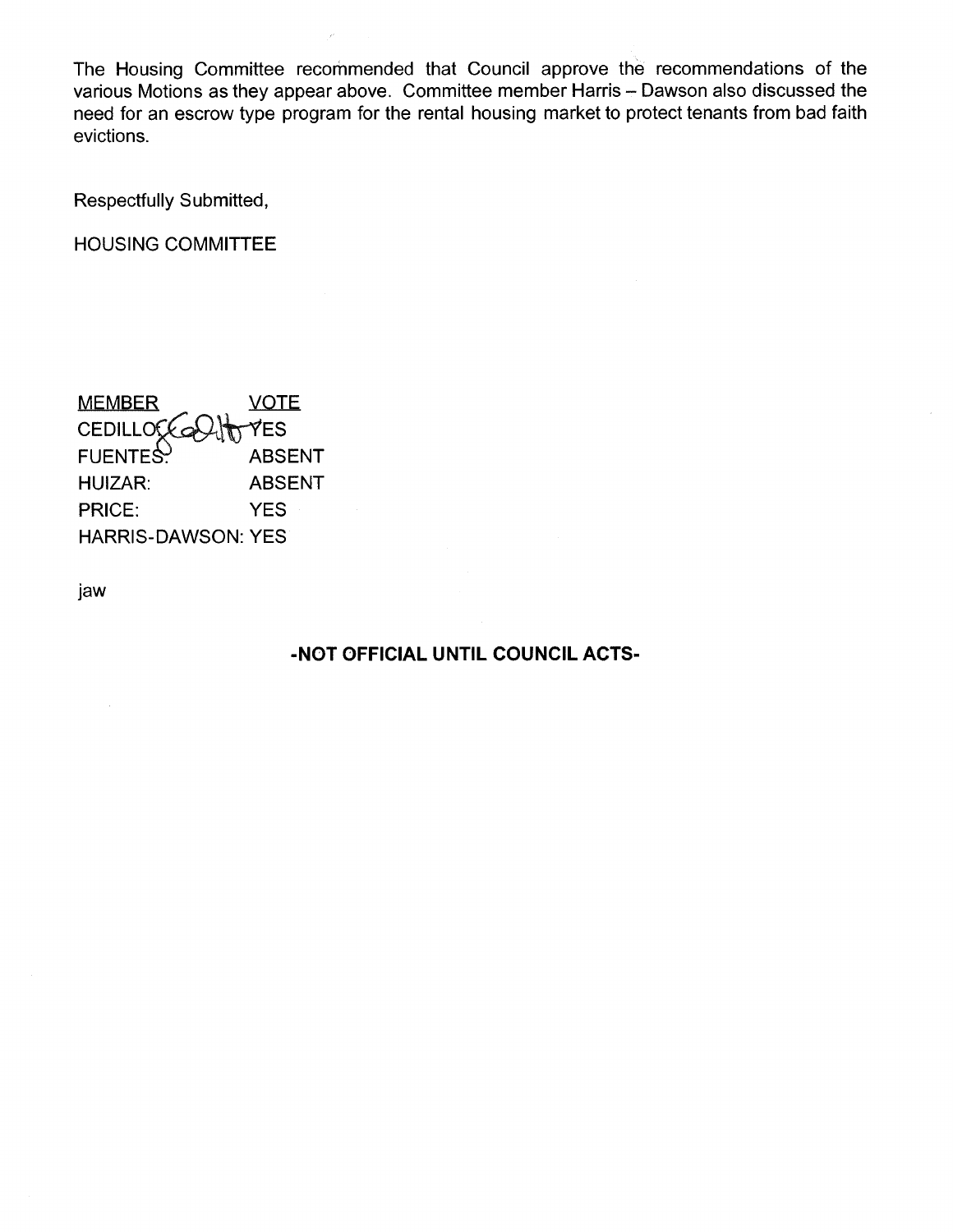The Housing Committee recommended that Council approve the recommendations of the various Motions as they appear above. Committee member Harris – Dawson also discussed the need for an escrow type program for the rental housing market to protect tenants from bad faith evictions.

Respectfully Submitted,

HOUSING COMMITTEE

| MEMBER | VOTE |
|---|---|
| CEDILLO: | YES |
| FUENTES: | ABSENT |
| HUIZAR: | ABSENT |
| PRICE: | YES |
| HARRIS-DAWSON: | YES |

jaw

**-NOT OFFICIAL UNTIL COUNCIL ACTS-**